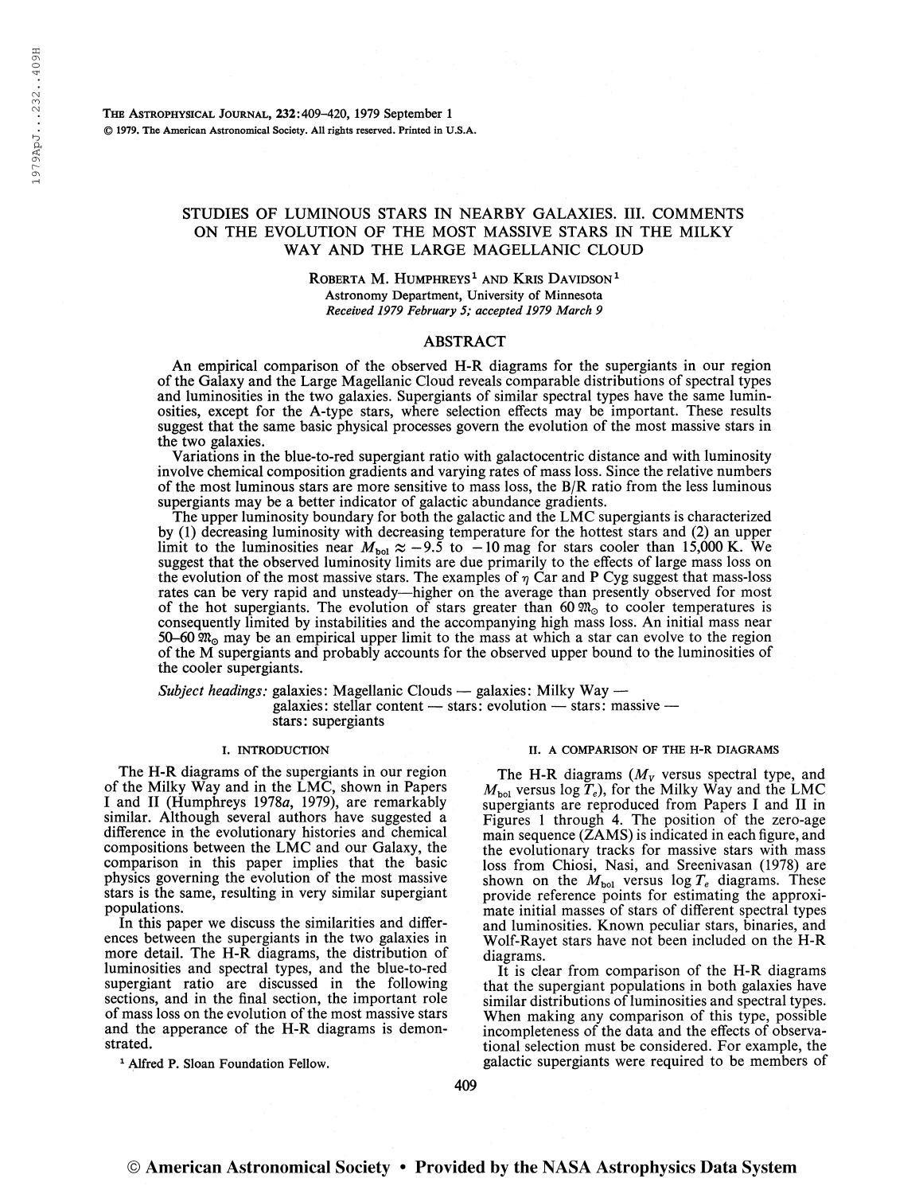# STUDIES OF LUMINOUS STARS IN NEARBY GALAXIES. III. COMMENTS ON THE EVOLUTION OF THE MOST MASSIVE STARS IN THE MILKY WAY AND THE LARGE MAGELLANIC CLOUD

ROBERTA M. HUMPHREYS[1] AND KRIS DAVIDSON[1]

Astronomy Department, University of Minnesota

*Received 1979 February 5; accepted 1979 March 9*

## ABSTRACT

An empirical comparison of the observed H-R diagrams for the supergiants in our region of the Galaxy and the Large Magellanic Cloud reveals comparable distributions of spectral types and luminosities in the two galaxies. Supergiants of similar spectral types have the same luminosities, except for the A-type stars, where selection effects may be important. These results suggest that the same basic physical processes govern the evolution of the most massive stars in the two galaxies.

Variations in the blue-to-red supergiant ratio with galactocentric distance and with luminosity involve chemical composition gradients and varying rates of mass loss. Since the relative numbers of the most luminous stars are more sensitive to mass loss, the B/R ratio from the less luminous supergiants may be a better indicator of galactic abundance gradients.

The upper luminosity boundary for both the galactic and the LMC supergiants is characterized by (1) decreasing luminosity with decreasing temperature for the hottest stars and (2) an upper limit to the luminosities near $M_{bol} \approx -9.5$ to $-10$ mag for stars cooler than 15,000 K. We suggest that the observed luminosity limits are due primarily to the effects of large mass loss on the evolution of the most massive stars. The examples of $\eta$ Car and P Cyg suggest that mass-loss rates can be very rapid and unsteady—higher on the average than presently observed for most of the hot supergiants. The evolution of stars greater than 60 $\mathfrak{M}_\odot$ to cooler temperatures is consequently limited by instabilities and the accompanying high mass loss. An initial mass near 50–60 $\mathfrak{M}_\odot$ may be an empirical upper limit to the mass at which a star can evolve to the region of the M supergiants and probably accounts for the observed upper bound to the luminosities of the cooler supergiants.

*Subject headings:* galaxies: Magellanic Clouds — galaxies: Milky Way — galaxies: stellar content — stars: evolution — stars: massive — stars: supergiants

## I. INTRODUCTION

The H-R diagrams of the supergiants in our region of the Milky Way and in the LMC, shown in Papers I and II (Humphreys 1978*a*, 1979), are remarkably similar. Although several authors have suggested a difference in the evolutionary histories and chemical compositions between the LMC and our Galaxy, the comparison in this paper implies that the basic physics governing the evolution of the most massive stars is the same, resulting in very similar supergiant populations.

In this paper we discuss the similarities and differences between the supergiants in the two galaxies in more detail. The H-R diagrams, the distribution of luminosities and spectral types, and the blue-to-red supergiant ratio are discussed in the following sections, and in the final section, the important role of mass loss on the evolution of the most massive stars and the apperance of the H-R diagrams is demonstrated.

[1] Alfred P. Sloan Foundation Fellow.

## II. A COMPARISON OF THE H-R DIAGRAMS

The H-R diagrams ($M_V$ versus spectral type, and $M_{bol}$ versus $\log T_e$), for the Milky Way and the LMC supergiants are reproduced from Papers I and II in Figures 1 through 4. The position of the zero-age main sequence (ZAMS) is indicated in each figure, and the evolutionary tracks for massive stars with mass loss from Chiosi, Nasi, and Sreenivasan (1978) are shown on the $M_{bol}$ versus $\log T_e$ diagrams. These provide reference points for estimating the approximate initial masses of stars of different spectral types and luminosities. Known peculiar stars, binaries, and Wolf-Rayet stars have not been included on the H-R diagrams.

It is clear from comparison of the H-R diagrams that the supergiant populations in both galaxies have similar distributions of luminosities and spectral types. When making any comparison of this type, possible incompleteness of the data and the effects of observational selection must be considered. For example, the galactic supergiants were required to be members of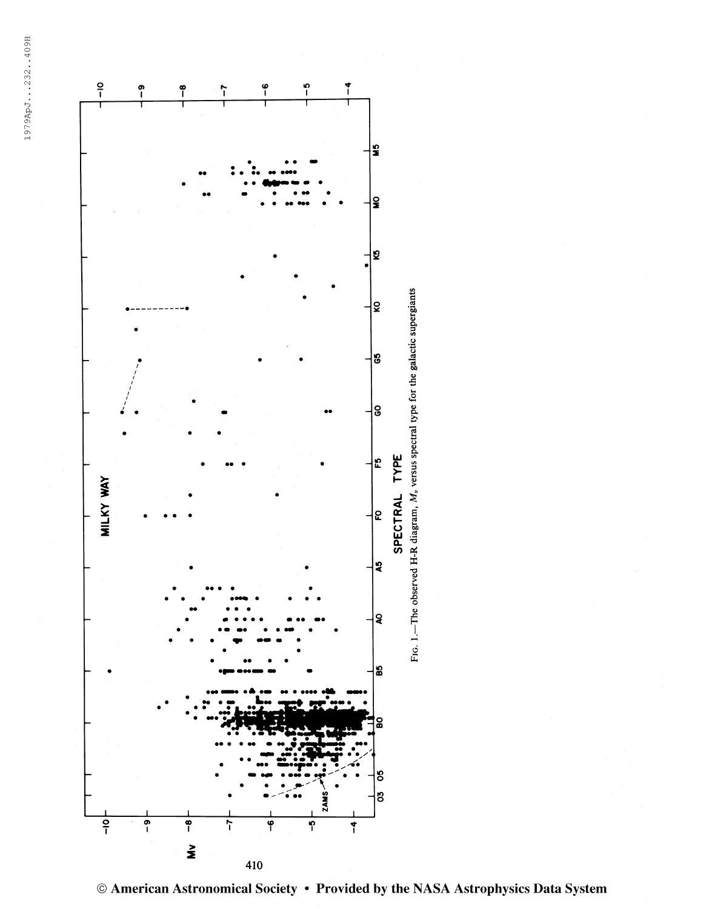FIG. 1.—The observed H-R diagram, $M_v$ versus spectral type for the galactic supergiants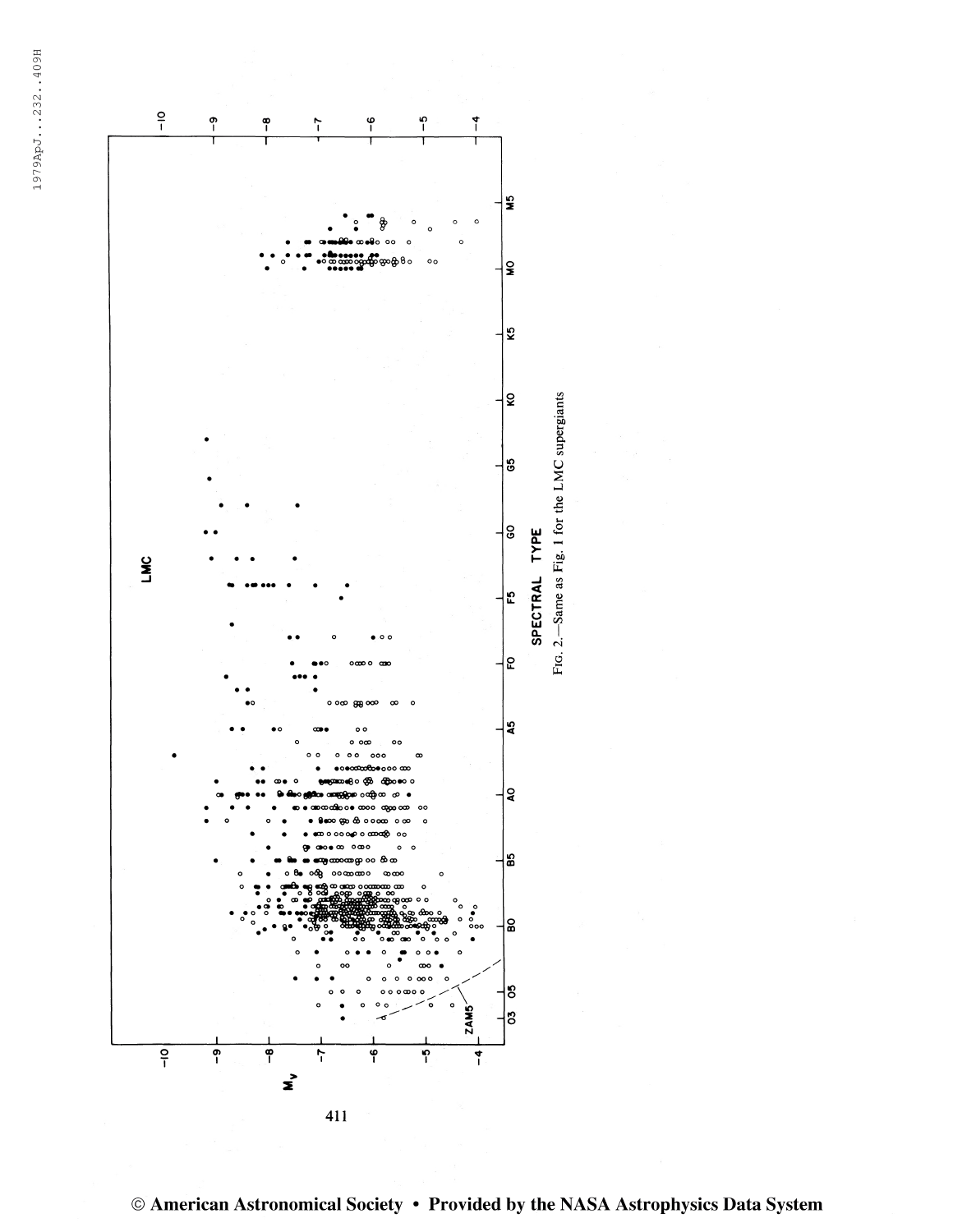FIG. 2.—Same as Fig. 1 for the LMC supergiants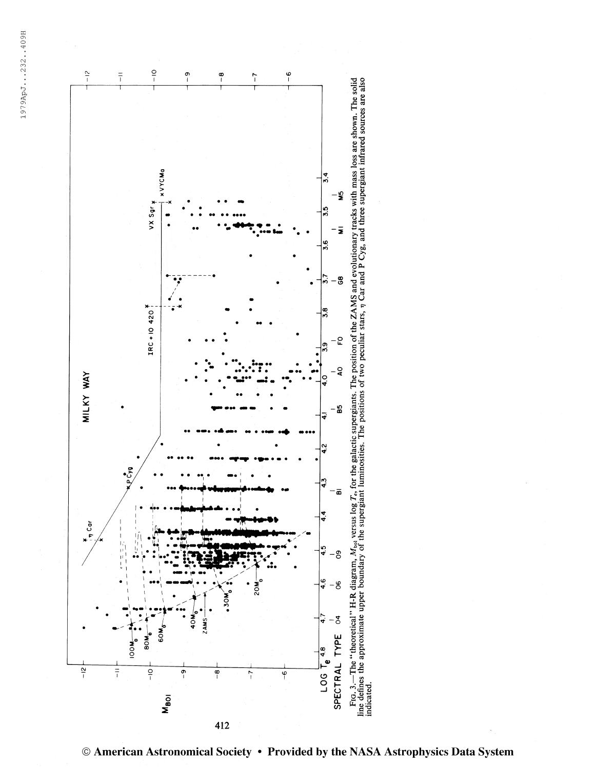FIG. 3.—The "theoretical" H-R diagram, $M_{bol}$ versus log $T_e$, for the galactic supergiants. The position of the ZAMS and evolutionary tracks with mass loss are shown. The solid line defines the approximate upper boundary of the supergiant luminosities. The positions of two peculiar stars, $\eta$ Car and P Cyg, and three supergiant infrared sources are also indicated.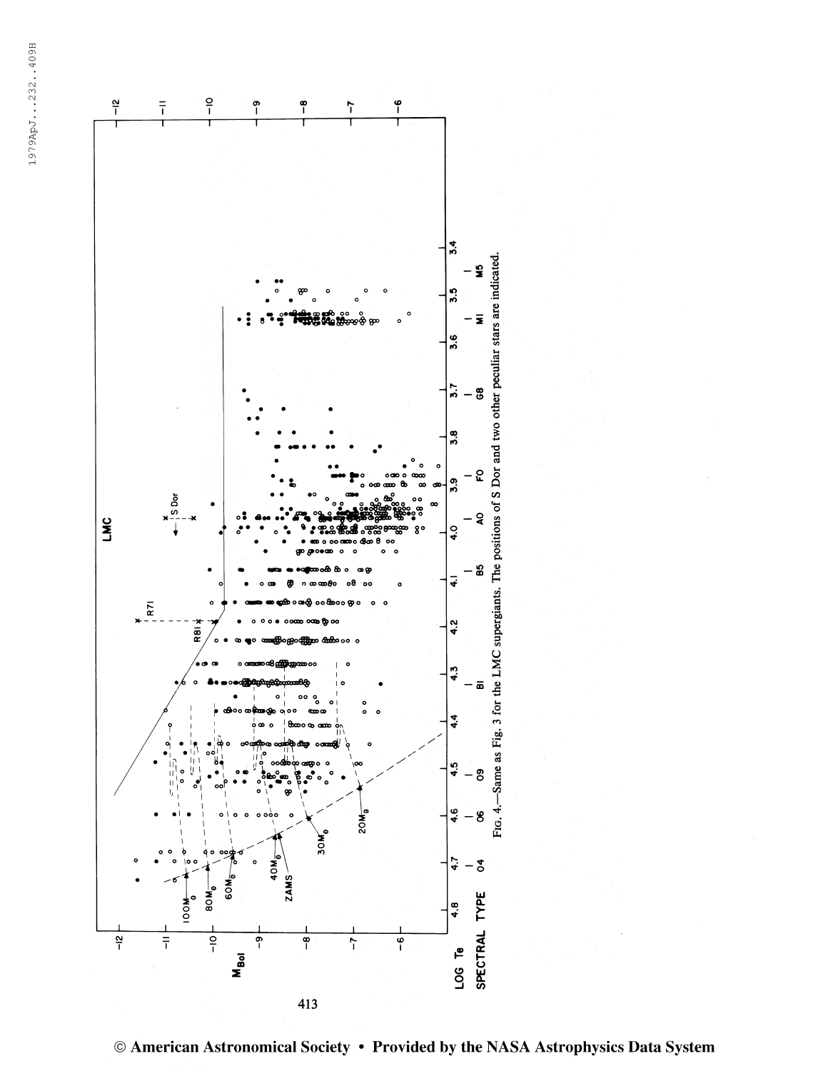FIG. 4.—Same as Fig. 3 for the LMC supergiants. The positions of S Dor and two other peculiar stars are indicated.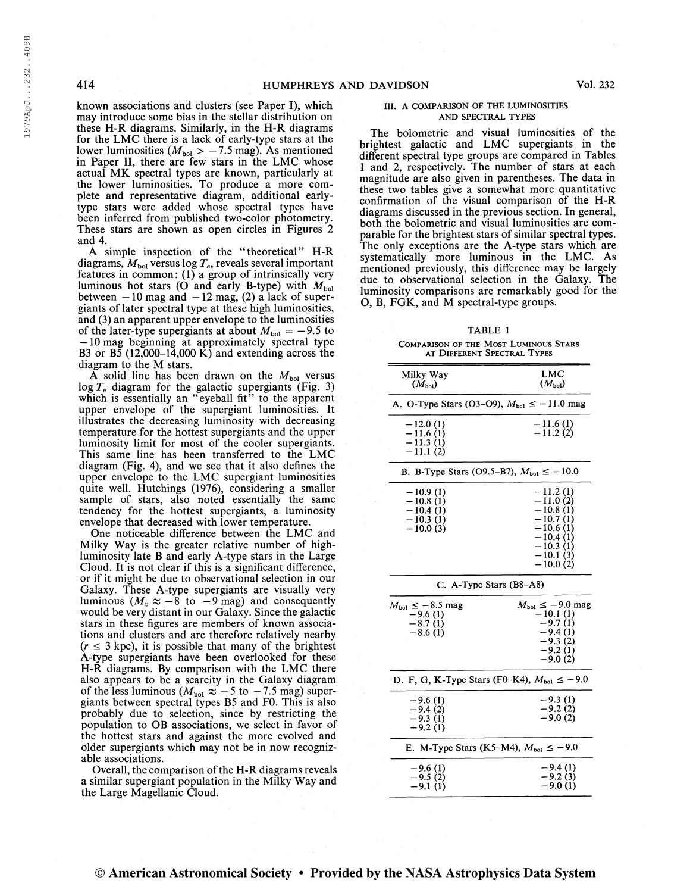known associations and clusters (see Paper I), which may introduce some bias in the stellar distribution on these H-R diagrams. Similarly, in the H-R diagrams for the LMC there is a lack of early-type stars at the lower luminosities ($M_{bol} > -7.5$ mag). As mentioned in Paper II, there are few stars in the LMC whose actual MK spectral types are known, particularly at the lower luminosities. To produce a more complete and representative diagram, additional early-type stars were added whose spectral types have been inferred from published two-color photometry. These stars are shown as open circles in Figures 2 and 4.

A simple inspection of the "theoretical" H-R diagrams, $M_{bol}$ versus $\log T_e$, reveals several important features in common: (1) a group of intrinsically very luminous hot stars (O and early B-type) with $M_{bol}$ between $-10$ mag and $-12$ mag, (2) a lack of supergiants of later spectral type at these high luminosities, and (3) an apparent upper envelope to the luminosities of the later-type supergiants at about $M_{bol} = -9.5$ to $-10$ mag beginning at approximately spectral type B3 or B5 (12,000–14,000 K) and extending across the diagram to the M stars.

A solid line has been drawn on the $M_{bol}$ versus $\log T_e$ diagram for the galactic supergiants (Fig. 3) which is essentially an "eyeball fit" to the apparent upper envelope of the supergiant luminosities. It illustrates the decreasing luminosity with decreasing temperature for the hottest supergiants and the upper luminosity limit for most of the cooler supergiants. This same line has been transferred to the LMC diagram (Fig. 4), and we see that it also defines the upper envelope to the LMC supergiant luminosities quite well. Hutchings (1976), considering a smaller sample of stars, also noted essentially the same tendency for the hottest supergiants, a luminosity envelope that decreased with lower temperature.

One noticeable difference between the LMC and Milky Way is the greater relative number of high-luminosity late B and early A-type stars in the Large Cloud. It is not clear if this is a significant difference, or if it might be due to observational selection in our Galaxy. These A-type supergiants are visually very luminous ($M_v \approx -8$ to $-9$ mag) and consequently would be very distant in our Galaxy. Since the galactic stars in these figures are members of known associations and clusters and are therefore relatively nearby ($r \leq 3$ kpc), it is possible that many of the brightest A-type supergiants have been overlooked for these H-R diagrams. By comparison with the LMC there also appears to be a scarcity in the Galaxy diagram of the less luminous ($M_{bol} \approx -5$ to $-7.5$ mag) supergiants between spectral types B5 and F0. This is also probably due to selection, since by restricting the population to OB associations, we select in favor of the hottest stars and against the more evolved and older supergiants which may not be in now recognizable associations.

Overall, the comparison of the H-R diagrams reveals a similar supergiant population in the Milky Way and the Large Magellanic Cloud.

## III. A COMPARISON OF THE LUMINOSITIES AND SPECTRAL TYPES

The bolometric and visual luminosities of the brightest galactic and LMC supergiants in the different spectral type groups are compared in Tables 1 and 2, respectively. The number of stars at each magnitude are also given in parentheses. The data in these two tables give a somewhat more quantitative confirmation of the visual comparison of the H-R diagrams discussed in the previous section. In general, both the bolometric and visual luminosities are comparable for the brightest stars of similar spectral types. The only exceptions are the A-type stars which are systematically more luminous in the LMC. As mentioned previously, this difference may be largely due to observational selection in the Galaxy. The luminosity comparisons are remarkably good for the O, B, FGK, and M spectral-type groups.

TABLE 1

COMPARISON OF THE MOST LUMINOUS STARS AT DIFFERENT SPECTRAL TYPES

| Milky Way ($M_{bol}$) | LMC ($M_{bol}$) |
|---|---|
| **A. O-Type Stars (O3–O9), $M_{bol} \leq -11.0$ mag** | |
| $-12.0$ (1) | $-11.6$ (1) |
| $-11.6$ (1) | $-11.2$ (2) |
| $-11.3$ (1) | |
| $-11.1$ (2) | |
| **B. B-Type Stars (O9.5–B7), $M_{bol} \leq -10.0$** | |
| $-10.9$ (1) | $-11.2$ (1) |
| $-10.8$ (1) | $-11.0$ (2) |
| $-10.4$ (1) | $-10.8$ (1) |
| $-10.3$ (1) | $-10.7$ (1) |
| $-10.0$ (3) | $-10.6$ (1) |
| | $-10.4$ (1) |
| | $-10.3$ (1) |
| | $-10.1$ (3) |
| | $-10.0$ (2) |
| **C. A-Type Stars (B8–A8)** | |
| $M_{bol} \leq -8.5$ mag | $M_{bol} \leq -9.0$ mag |
| $-9.6$ (1) | $-10.1$ (1) |
| $-8.7$ (1) | $-9.7$ (1) |
| $-8.6$ (1) | $-9.4$ (1) |
| | $-9.3$ (2) |
| | $-9.2$ (1) |
| | $-9.0$ (2) |
| **D. F, G, K-Type Stars (F0–K4), $M_{bol} \leq -9.0$** | |
| $-9.6$ (1) | $-9.3$ (1) |
| $-9.4$ (2) | $-9.2$ (2) |
| $-9.3$ (1) | $-9.0$ (2) |
| $-9.2$ (1) | |
| **E. M-Type Stars (K5–M4), $M_{bol} \leq -9.0$** | |
| $-9.6$ (1) | $-9.4$ (1) |
| $-9.5$ (2) | $-9.2$ (3) |
| $-9.1$ (1) | $-9.0$ (1) |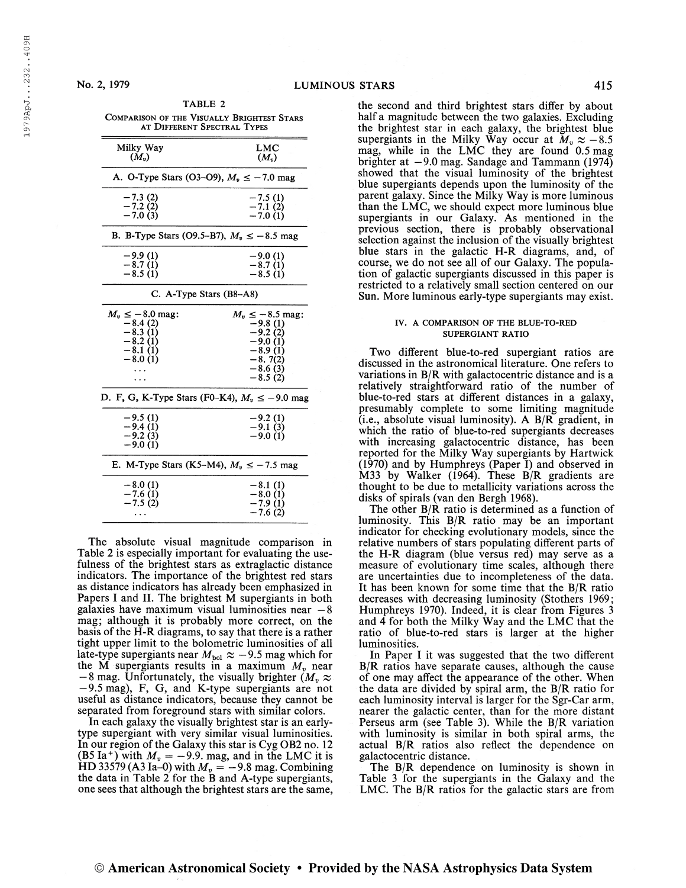TABLE 2

COMPARISON OF THE VISUALLY BRIGHTEST STARS AT DIFFERENT SPECTRAL TYPES

| Milky Way ($M_v$) | LMC ($M_v$) |
|---|---|
| **A. O-Type Stars (O3–O9), $M_v \leq -7.0$ mag** | |
| −7.3 (2) | −7.5 (1) |
| −7.2 (2) | −7.1 (2) |
| −7.0 (3) | −7.0 (1) |
| **B. B-Type Stars (O9.5–B7), $M_v \leq -8.5$ mag** | |
| −9.9 (1) | −9.0 (1) |
| −8.7 (1) | −8.7 (1) |
| −8.5 (1) | −8.5 (1) |
| **C. A-Type Stars (B8–A8)** | |
| $M_v \leq -8.0$ mag: | $M_v \leq -8.5$ mag: |
| −8.4 (2) | −9.8 (1) |
| −8.3 (1) | −9.2 (2) |
| −8.2 (1) | −9.0 (1) |
| −8.1 (1) | −8.9 (1) |
| −8.0 (1) | −8. 7(2) |
| ... | −8.6 (3) |
| ... | −8.5 (2) |
| **D. F, G, K-Type Stars (F0–K4), $M_v \leq -9.0$ mag** | |
| −9.5 (1) | −9.2 (1) |
| −9.4 (1) | −9.1 (3) |
| −9.2 (3) | −9.0 (1) |
| −9.0 (1) | |
| **E. M-Type Stars (K5–M4), $M_v \leq -7.5$ mag** | |
| −8.0 (1) | −8.1 (1) |
| −7.6 (1) | −8.0 (1) |
| −7.5 (2) | −7.9 (1) |
| ... | −7.6 (2) |

The absolute visual magnitude comparison in Table 2 is especially important for evaluating the usefulness of the brightest stars as extragalactic distance indicators. The importance of the brightest red stars as distance indicators has already been emphasized in Papers I and II. The brightest M supergiants in both galaxies have maximum visual luminosities near −8 mag; although it is probably more correct, on the basis of the H-R diagrams, to say that there is a rather tight upper limit to the bolometric luminosities of all late-type supergiants near $M_{\rm bol} \approx -9.5$ mag which for the M supergiants results in a maximum $M_v$ near −8 mag. Unfortunately, the visually brighter ($M_v \approx -9.5$ mag), F, G, and K-type supergiants are not useful as distance indicators, because they cannot be separated from foreground stars with similar colors.

In each galaxy the visually brightest star is an early-type supergiant with very similar visual luminosities. In our region of the Galaxy this star is Cyg OB2 no. 12 (B5 Ia$^+$) with $M_v = -9.9$. mag, and in the LMC it is HD 33579 (A3 Ia–0) with $M_v = -9.8$ mag. Combining the data in Table 2 for the B and A-type supergiants, one sees that although the brightest stars are the same, the second and third brightest stars differ by about half a magnitude between the two galaxies. Excluding the brightest star in each galaxy, the brightest blue supergiants in the Milky Way occur at $M_v \approx -8.5$ mag, while in the LMC they are found 0.5 mag brighter at −9.0 mag. Sandage and Tammann (1974) showed that the visual luminosity of the brightest blue supergiants depends upon the luminosity of the parent galaxy. Since the Milky Way is more luminous than the LMC, we should expect more luminous blue supergiants in our Galaxy. As mentioned in the previous section, there is probably observational selection against the inclusion of the visually brightest blue stars in the galactic H-R diagrams, and, of course, we do not see all of our Galaxy. The population of galactic supergiants discussed in this paper is restricted to a relatively small section centered on our Sun. More luminous early-type supergiants may exist.

## IV. A COMPARISON OF THE BLUE-TO-RED SUPERGIANT RATIO

Two different blue-to-red supergiant ratios are discussed in the astronomical literature. One refers to variations in B/R with galactocentric distance and is a relatively straightforward ratio of the number of blue-to-red stars at different distances in a galaxy, presumably complete to some limiting magnitude (i.e., absolute visual luminosity). A B/R gradient, in which the ratio of blue-to-red supergiants decreases with increasing galactocentric distance, has been reported for the Milky Way supergiants by Hartwick (1970) and by Humphreys (Paper I) and observed in M33 by Walker (1964). These B/R gradients are thought to be due to metallicity variations across the disks of spirals (van den Bergh 1968).

The other B/R ratio is determined as a function of luminosity. This B/R ratio may be an important indicator for checking evolutionary models, since the relative numbers of stars populating different parts of the H-R diagram (blue versus red) may serve as a measure of evolutionary time scales, although there are uncertainties due to incompleteness of the data. It has been known for some time that the B/R ratio decreases with decreasing luminosity (Stothers 1969; Humphreys 1970). Indeed, it is clear from Figures 3 and 4 for both the Milky Way and the LMC that the ratio of blue-to-red stars is larger at the higher luminosities.

In Paper I it was suggested that the two different B/R ratios have separate causes, although the cause of one may affect the appearance of the other. When the data are divided by spiral arm, the B/R ratio for each luminosity interval is larger for the Sgr-Car arm, nearer the galactic center, than for the more distant Perseus arm (see Table 3). While the B/R variation with luminosity is similar in both spiral arms, the actual B/R ratios also reflect the dependence on galactocentric distance.

The B/R dependence on luminosity is shown in Table 3 for the supergiants in the Galaxy and the LMC. The B/R ratios for the galactic stars are from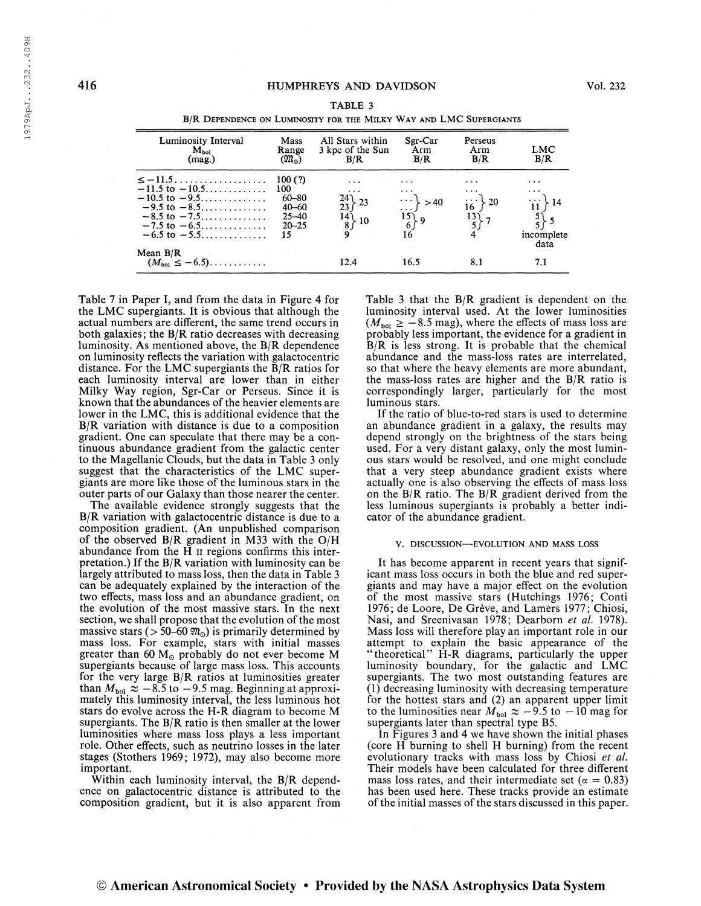TABLE 3

B/R DEPENDENCE ON LUMINOSITY FOR THE MILKY WAY AND LMC SUPERGIANTS

| Luminosity Interval $M_{bol}$ (mag.) | Mass Range ($\mathfrak{M}_\odot$) | All Stars within 3 kpc of the Sun B/R | Sgr-Car Arm B/R | Perseus Arm B/R | LMC B/R |
|---|---|---|---|---|---|
| $\leq -11.5$ | 100 (?) | ... | ... | ... | ... |
| $-11.5$ to $-10.5$ | 100 | ... | ... | ... | ... |
| $-10.5$ to $-9.5$ | 60–80 | 24 } 23 | ... } >40 | ... } 20 | ... } 14 |
| $-9.5$ to $-8.5$ | 40–60 | 23 | ... | 16 | 11 |
| $-8.5$ to $-7.5$ | 25–40 | 14 } 10 | 15 } 9 | 13 } 7 | 5 } 5 |
| $-7.5$ to $-6.5$ | 20–25 | 8 | 6 | 5 | 5 |
| $-6.5$ to $-5.5$ | 15 | 9 | 16 | 4 | incomplete data |
| Mean B/R ($M_{bol} \leq -6.5$) | | 12.4 | 16.5 | 8.1 | 7.1 |

Table 7 in Paper I, and from the data in Figure 4 for the LMC supergiants. It is obvious that although the actual numbers are different, the same trend occurs in both galaxies; the B/R ratio decreases with decreasing luminosity. As mentioned above, the B/R dependence on luminosity reflects the variation with galactocentric distance. For the LMC supergiants the B/R ratios for each luminosity interval are lower than in either Milky Way region, Sgr-Car or Perseus. Since it is known that the abundances of the heavier elements are lower in the LMC, this is additional evidence that the B/R variation with distance is due to a composition gradient. One can speculate that there may be a continuous abundance gradient from the galactic center to the Magellanic Clouds, but the data in Table 3 only suggest that the characteristics of the LMC supergiants are more like those of the luminous stars in the outer parts of our Galaxy than those nearer the center.

The available evidence strongly suggests that the B/R variation with galactocentric distance is due to a composition gradient. (An unpublished comparison of the observed B/R gradient in M33 with the O/H abundance from the H II regions confirms this interpretation.) If the B/R variation with luminosity can be largely attributed to mass loss, then the data in Table 3 can be adequately explained by the interaction of the two effects, mass loss and an abundance gradient, on the evolution of the most massive stars. In the next section, we shall propose that the evolution of the most massive stars (> 50–60 $\mathfrak{M}_\odot$) is primarily determined by mass loss. For example, stars with initial masses greater than 60 $M_\odot$ probably do not ever become M supergiants because of large mass loss. This accounts for the very large B/R ratios at luminosities greater than $M_{bol} \approx -8.5$ to $-9.5$ mag. Beginning at approximately this luminosity interval, the less luminous hot stars do evolve across the H-R diagram to become M supergiants. The B/R ratio is then smaller at the lower luminosities where mass loss plays a less important role. Other effects, such as neutrino losses in the later stages (Stothers 1969; 1972), may also become more important.

Within each luminosity interval, the B/R dependence on galactocentric distance is attributed to the composition gradient, but it is also apparent from Table 3 that the B/R gradient is dependent on the luminosity interval used. At the lower luminosities ($M_{bol} \geq -8.5$ mag), where the effects of mass loss are probably less important, the evidence for a gradient in B/R is less strong. It is probable that the chemical abundance and the mass-loss rates are interrelated, so that where the heavy elements are more abundant, the mass-loss rates are higher and the B/R ratio is correspondingly larger, particularly for the most luminous stars.

If the ratio of blue-to-red stars is used to determine an abundance gradient in a galaxy, the results may depend strongly on the brightness of the stars being used. For a very distant galaxy, only the most luminous stars would be resolved, and one might conclude that a very steep abundance gradient exists where actually one is also observing the effects of mass loss on the B/R ratio. The B/R gradient derived from the less luminous supergiants is probably a better indicator of the abundance gradient.

## V. DISCUSSION—EVOLUTION AND MASS LOSS

It has become apparent in recent years that significant mass loss occurs in both the blue and red supergiants and may have a major effect on the evolution of the most massive stars (Hutchings 1976; Conti 1976; de Loore, De Grève, and Lamers 1977; Chiosi, Nasi, and Sreenivasan 1978; Dearborn *et al.* 1978). Mass loss will therefore play an important role in our attempt to explain the basic appearance of the "theoretical" H-R diagrams, particularly the upper luminosity boundary, for the galactic and LMC supergiants. The two most outstanding features are (1) decreasing luminosity with decreasing temperature for the hottest stars and (2) an apparent upper limit to the luminosities near $M_{bol} \approx -9.5$ to $-10$ mag for supergiants later than spectral type B5.

In Figures 3 and 4 we have shown the initial phases (core H burning to shell H burning) from the recent evolutionary tracks with mass loss by Chiosi *et al.* Their models have been calculated for three different mass loss rates, and their intermediate set ($\alpha = 0.83$) has been used here. These tracks provide an estimate of the initial masses of the stars discussed in this paper.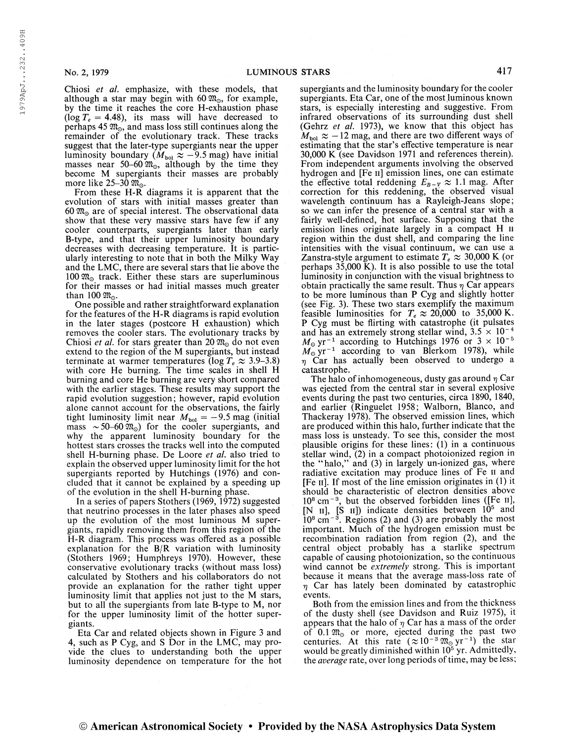Chiosi *et al.* emphasize, with these models, that although a star may begin with 60 $\mathfrak{M}_\odot$, for example, by the time it reaches the core H-exhaustion phase ($\log T_e = 4.48$), its mass will have decreased to perhaps 45 $\mathfrak{M}_\odot$, and mass loss still continues along the remainder of the evolutionary track. These tracks suggest that the later-type supergiants near the upper luminosity boundary ($M_{\text{bol}} \approx -9.5$ mag) have initial masses near 50–60 $\mathfrak{M}_\odot$, although by the time they become M supergiants their masses are probably more like 25–30 $\mathfrak{M}_\odot$.

From these H-R diagrams it is apparent that the evolution of stars with initial masses greater than 60 $\mathfrak{M}_\odot$ are of special interest. The observational data show that these very massive stars have few if any cooler counterparts, supergiants later than early B-type, and that their upper luminosity boundary decreases with decreasing temperature. It is particularly interesting to note that in both the Milky Way and the LMC, there are several stars that lie above the 100 $\mathfrak{M}_\odot$ track. Either these stars are superluminous for their masses or had initial masses much greater than 100 $\mathfrak{M}_\odot$.

One possible and rather straightforward explanation for the features of the H-R diagrams is rapid evolution in the later stages (postcore H exhaustion) which removes the cooler stars. The evolutionary tracks by Chiosi *et al.* for stars greater than 20 $\mathfrak{M}_\odot$ do not even extend to the region of the M supergiants, but instead terminate at warmer temperatures ($\log T_e \approx 3.9$–$3.8$) with core He burning. The time scales in shell H burning and core He burning are very short compared with the earlier stages. These results may support the rapid evolution suggestion; however, rapid evolution alone cannot account for the observations, the fairly tight luminosity limit near $M_{\text{bol}} = -9.5$ mag (initial mass $\sim 50$–$60$ $\mathfrak{M}_\odot$) for the cooler supergiants, and why the apparent luminosity boundary for the hottest stars crosses the tracks well into the computed shell H-burning phase. De Loore *et al.* also tried to explain the observed upper luminosity limit for the hot supergiants reported by Hutchings (1976) and concluded that it cannot be explained by a speeding up of the evolution in the shell H-burning phase.

In a series of papers Stothers (1969, 1972) suggested that neutrino processes in the later phases also speed up the evolution of the most luminous M supergiants, rapidly removing them from this region of the H-R diagram. This process was offered as a possible explanation for the B/R variation with luminosity (Stothers 1969; Humphreys 1970). However, these conservative evolutionary tracks (without mass loss) calculated by Stothers and his collaborators do not provide an explanation for the rather tight upper luminosity limit that applies not just to the M stars, but to all the supergiants from late B-type to M, nor for the upper luminosity limit of the hotter supergiants.

Eta Car and related objects shown in Figure 3 and 4, such as P Cyg, and S Dor in the LMC, may provide the clues to understanding both the upper luminosity dependence on temperature for the hot supergiants and the luminosity boundary for the cooler supergiants. Eta Car, one of the most luminous known stars, is especially interesting and suggestive. From infrared observations of its surrounding dust shell (Gehrz *et al.* 1973), we know that this object has $M_{\text{bol}} \approx -12$ mag, and there are two different ways of estimating that the star's effective temperature is near 30,000 K (see Davidson 1971 and references therein). From independent arguments involving the observed hydrogen and [Fe II] emission lines, one can estimate the effective total reddening $E_{B-V} \approx 1.1$ mag. After correction for this reddening, the observed visual wavelength continuum has a Rayleigh-Jeans slope; so we can infer the presence of a central star with a fairly well-defined, hot surface. Supposing that the emission lines originate largely in a compact H II region within the dust shell, and comparing the line intensities with the visual continuum, we can use a Zanstra-style argument to estimate $T_e \approx 30{,}000$ K (or perhaps 35,000 K). It is also possible to use the total luminosity in conjunction with the visual brightness to obtain practically the same result. Thus $\eta$ Car appears to be more luminous than P Cyg and slightly hotter (see Fig. 3). These two stars exemplify the maximum feasible luminosities for $T_e \approx 20{,}000$ to 35,000 K. P Cyg must be flirting with catastrophe (it pulsates and has an extremely strong stellar wind, $3.5 \times 10^{-4}$ $M_\odot$ yr$^{-1}$ according to Hutchings 1976 or $3 \times 10^{-5}$ $M_\odot$ yr$^{-1}$ according to van Blerkom 1978), while $\eta$ Car has actually been observed to undergo a catastrophe.

The halo of inhomogeneous, dusty gas around $\eta$ Car was ejected from the central star in several explosive events during the past two centuries, circa 1890, 1840, and earlier (Ringuelet 1958; Walborn, Blanco, and Thackeray 1978). The observed emission lines, which are produced within this halo, further indicate that the mass loss is unsteady. To see this, consider the most plausible origins for these lines: (1) in a continuous stellar wind, (2) in a compact photoionized region in the "halo," and (3) in largely un-ionized gas, where radiative excitation may produce lines of Fe II and [Fe II]. If most of the line emission originates in (1) it should be characteristic of electron densities above $10^8$ cm$^{-3}$, but the observed forbidden lines ([Fe II], [N II], [S II]) indicate densities between $10^5$ and $10^8$ cm$^{-3}$. Regions (2) and (3) are probably the most important. Much of the hydrogen emission must be recombination radiation from region (2), and the central object probably has a starlike spectrum capable of causing photoionization, so the continuous wind cannot be *extremely* strong. This is important because it means that the average mass-loss rate of $\eta$ Car has lately been dominated by catastrophic events.

Both from the emission lines and from the thickness of the dusty shell (see Davidson and Ruiz 1975), it appears that the halo of $\eta$ Car has a mass of the order of 0.1 $\mathfrak{M}_\odot$ or more, ejected during the past two centuries. At this rate ($\approx 10^{-3}$ $\mathfrak{M}_\odot$ yr$^{-1}$) the star would be greatly diminished within $10^5$ yr. Admittedly, the *average* rate, over long periods of time, may be less;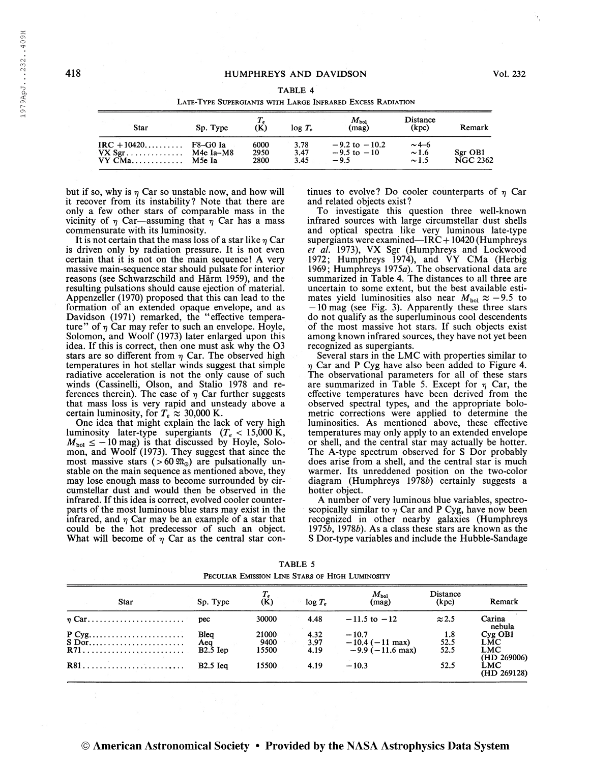TABLE 4

LATE-TYPE SUPERGIANTS WITH LARGE INFRARED EXCESS RADIATION

| Star | Sp. Type | $T_e$ (K) | $\log T_e$ | $M_{bol}$ (mag) | Distance (kpc) | Remark |
|---|---|---|---|---|---|---|
| IRC +10420 | F8–G0 Ia | 6000 | 3.78 | −9.2 to −10.2 | ~4–6 | |
| VX Sgr | M4e Ia–M8 | 2950 | 3.47 | −9.5 to −10 | ~1.6 | Sgr OB1 |
| VY CMa | M5e Ia | 2800 | 3.45 | −9.5 | ~1.5 | NGC 2362 |

but if so, why is $\eta$ Car so unstable now, and how will it recover from its instability? Note that there are only a few other stars of comparable mass in the vicinity of $\eta$ Car—assuming that $\eta$ Car has a mass commensurate with its luminosity.

It is not certain that the mass loss of a star like $\eta$ Car is driven only by radiation pressure. It is not even certain that it is not on the main sequence! A very massive main-sequence star should pulsate for interior reasons (see Schwarzschild and Härm 1959), and the resulting pulsations should cause ejection of material. Appenzeller (1970) proposed that this can lead to the formation of an extended opaque envelope, and as Davidson (1971) remarked, the "effective temperature" of $\eta$ Car may refer to such an envelope. Hoyle, Solomon, and Woolf (1973) later enlarged upon this idea. If this is correct, then one must ask why the O3 stars are so different from $\eta$ Car. The observed high temperatures in hot stellar winds suggest that simple radiative acceleration is not the only cause of such winds (Cassinelli, Olson, and Stalio 1978 and references therein). The case of $\eta$ Car further suggests that mass loss is very rapid and unsteady above a certain luminosity, for $T_e \approx 30{,}000$ K.

One idea that might explain the lack of very high luminosity later-type supergiants ($T_e < 15{,}000$ K, $M_{bol} \leq -10$ mag) is that discussed by Hoyle, Solomon, and Woolf (1973). They suggest that since the most massive stars ($> 60\,\mathfrak{M}_\odot$) are pulsationally unstable on the main sequence as mentioned above, they may lose enough mass to become surrounded by circumstellar dust and would then be observed in the infrared. If this idea is correct, evolved cooler counterparts of the most luminous blue stars may exist in the infrared, and $\eta$ Car may be an example of a star that could be the hot predecessor of such an object. What will become of $\eta$ Car as the central star continues to evolve? Do cooler counterparts of $\eta$ Car and related objects exist?

To investigate this question three well-known infrared sources with large circumstellar dust shells and optical spectra like very luminous late-type supergiants were examined—IRC + 10420 (Humphreys *et al.* 1973), VX Sgr (Humphreys and Lockwood 1972; Humphreys 1974), and VY CMa (Herbig 1969; Humphreys 1975*a*). The observational data are summarized in Table 4. The distances to all three are uncertain to some extent, but the best available estimates yield luminosities also near $M_{bol} \approx -9.5$ to $-10$ mag (see Fig. 3). Apparently these three stars do not qualify as the superluminous cool descendents of the most massive hot stars. If such objects exist among known infrared sources, they have not yet been recognized as supergiants.

Several stars in the LMC with properties similar to $\eta$ Car and P Cyg have also been added to Figure 4. The observational parameters for all of these stars are summarized in Table 5. Except for $\eta$ Car, the effective temperatures have been derived from the observed spectral types, and the appropriate bolometric corrections were applied to determine the luminosities. As mentioned above, these effective temperatures may only apply to an extended envelope or shell, and the central star may actually be hotter. The A-type spectrum observed for S Dor probably does arise from a shell, and the central star is much warmer. Its unreddened position on the two-color diagram (Humphreys 1978*b*) certainly suggests a hotter object.

A number of very luminous blue variables, spectroscopically similar to $\eta$ Car and P Cyg, have now been recognized in other nearby galaxies (Humphreys 1975*b*, 1978*b*). As a class these stars are known as the S Dor-type variables and include the Hubble-Sandage

TABLE 5

PECULIAR EMISSION LINE STARS OF HIGH LUMINOSITY

| Star | Sp. Type | $T_e$ (K) | $\log T_e$ | $M_{bol}$ (mag) | Distance (kpc) | Remark |
|---|---|---|---|---|---|---|
| $\eta$ Car | pec | 30000 | 4.48 | −11.5 to −12 | ≈2.5 | Carina nebula |
| P Cyg | Bleq | 21000 | 4.32 | −10.7 | 1.8 | Cyg OB1 |
| S Dor | Aeq | 9400 | 3.97 | −10.4 (−11 max) | 52.5 | LMC |
| R71 | B2.5 Iep | 15500 | 4.19 | −9.9 (−11.6 max) | 52.5 | LMC (HD 269006) |
| R81 | B2.5 Ieq | 15500 | 4.19 | −10.3 | 52.5 | LMC (HD 269128) |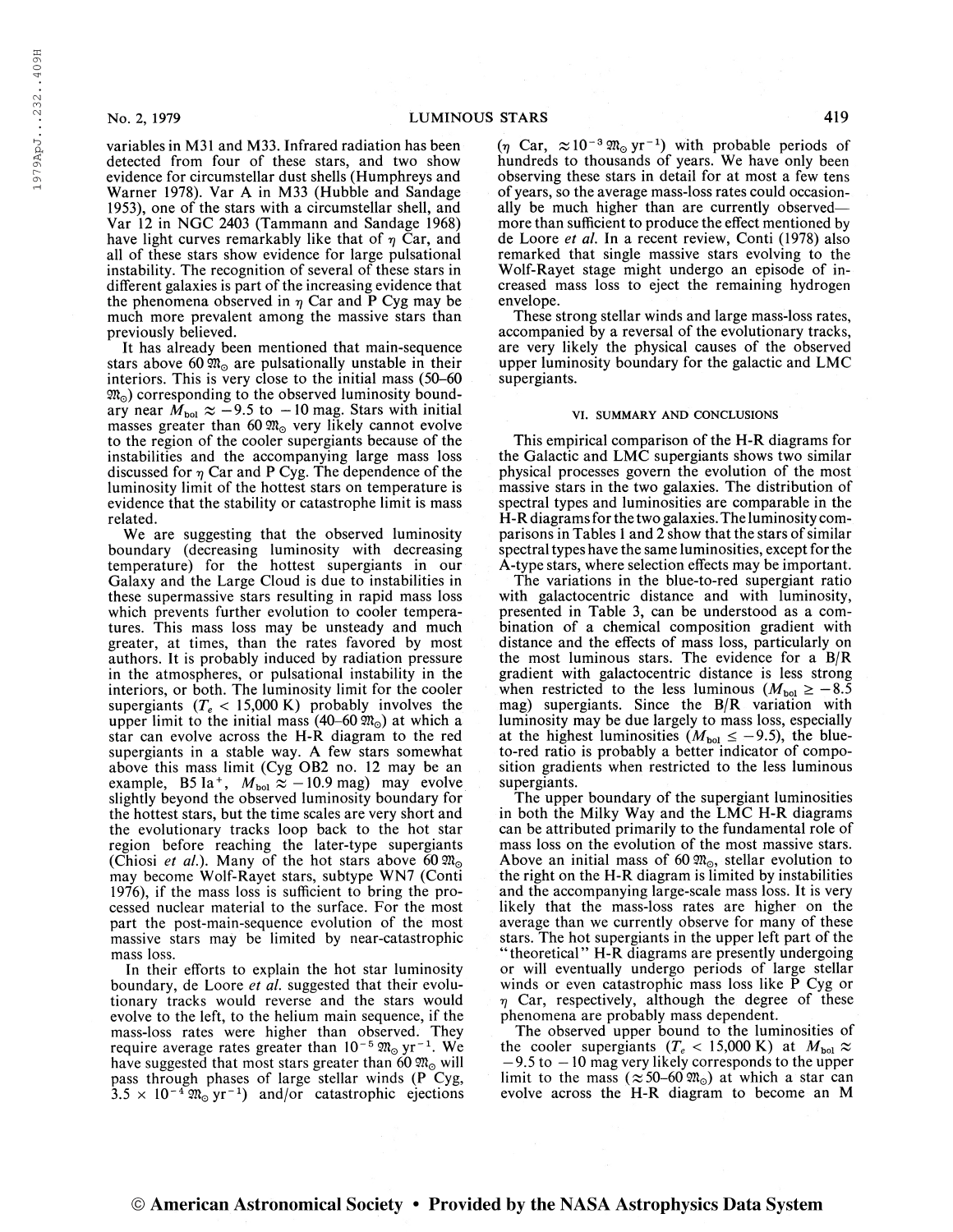variables in M31 and M33. Infrared radiation has been detected from four of these stars, and two show evidence for circumstellar dust shells (Humphreys and Warner 1978). Var A in M33 (Hubble and Sandage 1953), one of the stars with a circumstellar shell, and Var 12 in NGC 2403 (Tammann and Sandage 1968) have light curves remarkably like that of $\eta$ Car, and all of these stars show evidence for large pulsational instability. The recognition of several of these stars in different galaxies is part of the increasing evidence that the phenomena observed in $\eta$ Car and P Cyg may be much more prevalent among the massive stars than previously believed.

It has already been mentioned that main-sequence stars above 60 $\mathfrak{M}_\odot$ are pulsationally unstable in their interiors. This is very close to the initial mass (50–60 $\mathfrak{M}_\odot$) corresponding to the observed luminosity boundary near $M_{\text{bol}} \approx -9.5$ to $-10$ mag. Stars with initial masses greater than 60 $\mathfrak{M}_\odot$ very likely cannot evolve to the region of the cooler supergiants because of the instabilities and the accompanying large mass loss discussed for $\eta$ Car and P Cyg. The dependence of the luminosity limit of the hottest stars on temperature is evidence that the stability or catastrophe limit is mass related.

We are suggesting that the observed luminosity boundary (decreasing luminosity with decreasing temperature) for the hottest supergiants in our Galaxy and the Large Cloud is due to instabilities in these supermassive stars resulting in rapid mass loss which prevents further evolution to cooler temperatures. This mass loss may be unsteady and much greater, at times, than the rates favored by most authors. It is probably induced by radiation pressure in the atmospheres, or pulsational instability in the interiors, or both. The luminosity limit for the cooler supergiants ($T_e < 15{,}000$ K) probably involves the upper limit to the initial mass (40–60 $\mathfrak{M}_\odot$) at which a star can evolve across the H-R diagram to the red supergiants in a stable way. A few stars somewhat above this mass limit (Cyg OB2 no. 12 may be an example, B5 Ia$^+$, $M_{\text{bol}} \approx -10.9$ mag) may evolve slightly beyond the observed luminosity boundary for the hottest stars, but the time scales are very short and the evolutionary tracks loop back to the hot star region before reaching the later-type supergiants (Chiosi *et al.*). Many of the hot stars above 60 $\mathfrak{M}_\odot$ may become Wolf-Rayet stars, subtype WN7 (Conti 1976), if the mass loss is sufficient to bring the processed nuclear material to the surface. For the most part the post-main-sequence evolution of the most massive stars may be limited by near-catastrophic mass loss.

In their efforts to explain the hot star luminosity boundary, de Loore *et al.* suggested that their evolutionary tracks would reverse and the stars would evolve to the left, to the helium main sequence, if the mass-loss rates were higher than observed. They require average rates greater than $10^{-5}\ \mathfrak{M}_\odot\ \text{yr}^{-1}$. We have suggested that most stars greater than 60 $\mathfrak{M}_\odot$ will pass through phases of large stellar winds (P Cyg, $3.5 \times 10^{-4}\ \mathfrak{M}_\odot\ \text{yr}^{-1}$) and/or catastrophic ejections ($\eta$ Car, $\approx 10^{-3}\ \mathfrak{M}_\odot\ \text{yr}^{-1}$) with probable periods of hundreds to thousands of years. We have only been observing these stars in detail for at most a few tens of years, so the average mass-loss rates could occasionally be much higher than are currently observed—more than sufficient to produce the effect mentioned by de Loore *et al.* In a recent review, Conti (1978) also remarked that single massive stars evolving to the Wolf-Rayet stage might undergo an episode of increased mass loss to eject the remaining hydrogen envelope.

These strong stellar winds and large mass-loss rates, accompanied by a reversal of the evolutionary tracks, are very likely the physical causes of the observed upper luminosity boundary for the galactic and LMC supergiants.

## VI. SUMMARY AND CONCLUSIONS

This empirical comparison of the H-R diagrams for the Galactic and LMC supergiants shows two similar physical processes govern the evolution of the most massive stars in the two galaxies. The distribution of spectral types and luminosities are comparable in the H-R diagrams for the two galaxies. The luminosity comparisons in Tables 1 and 2 show that the stars of similar spectral types have the same luminosities, except for the A-type stars, where selection effects may be important.

The variations in the blue-to-red supergiant ratio with galactocentric distance and with luminosity, presented in Table 3, can be understood as a combination of a chemical composition gradient with distance and the effects of mass loss, particularly on the most luminous stars. The evidence for a B/R gradient with galactocentric distance is less strong when restricted to the less luminous ($M_{\text{bol}} \geq -8.5$ mag) supergiants. Since the B/R variation with luminosity may be due largely to mass loss, especially at the highest luminosities ($M_{\text{bol}} \leq -9.5$), the blue-to-red ratio is probably a better indicator of composition gradients when restricted to the less luminous supergiants.

The upper boundary of the supergiant luminosities in both the Milky Way and the LMC H-R diagrams can be attributed primarily to the fundamental role of mass loss on the evolution of the most massive stars. Above an initial mass of 60 $\mathfrak{M}_\odot$, stellar evolution to the right on the H-R diagram is limited by instabilities and the accompanying large-scale mass loss. It is very likely that the mass-loss rates are higher on the average than we currently observe for many of these stars. The hot supergiants in the upper left part of the "theoretical" H-R diagrams are presently undergoing or will eventually undergo periods of large stellar winds or even catastrophic mass loss like P Cyg or $\eta$ Car, respectively, although the degree of these phenomena are probably mass dependent.

The observed upper bound to the luminosities of the cooler supergiants ($T_e < 15{,}000$ K) at $M_{\text{bol}} \approx -9.5$ to $-10$ mag very likely corresponds to the upper limit to the mass ($\approx 50$–60 $\mathfrak{M}_\odot$) at which a star can evolve across the H-R diagram to become an M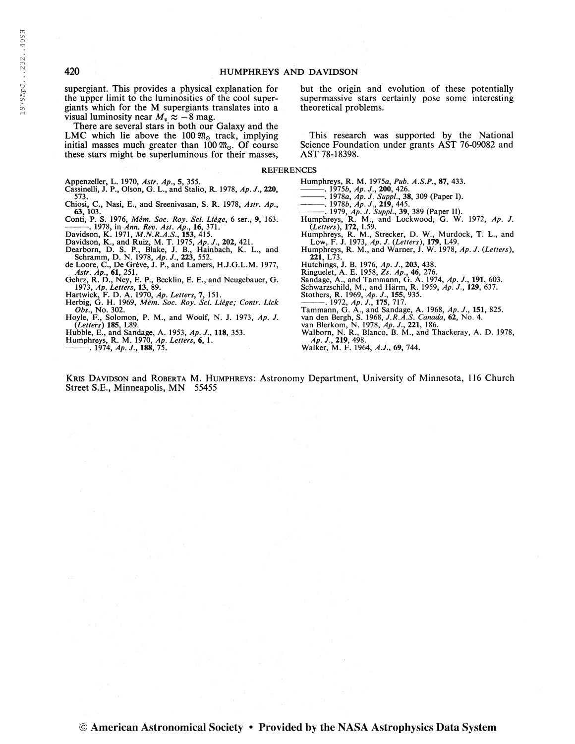supergiant. This provides a physical explanation for the upper limit to the luminosities of the cool supergiants which for the M supergiants translates into a visual luminosity near $M_v \approx -8$ mag.

There are several stars in both our Galaxy and the LMC which lie above the 100 $\mathfrak{M}_\odot$ track, implying initial masses much greater than 100 $\mathfrak{M}_\odot$. Of course these stars might be superluminous for their masses, but the origin and evolution of these potentially supermassive stars certainly pose some interesting theoretical problems.

This research was supported by the National Science Foundation under grants AST 76-09082 and AST 78-18398.

## REFERENCES

Appenzeller, L. 1970, *Astr. Ap.*, **5**, 355.
Cassinelli, J. P., Olson, G. L., and Stalio, R. 1978, *Ap. J.*, **220**, 573.
Chiosi, C., Nasi, E., and Sreenivasan, S. R. 1978, *Astr. Ap.*, **63**, 103.
Conti, P. S. 1976, *Mém. Soc. Roy. Sci. Liège*, 6 ser., **9**, 163.
———. 1978, in *Ann. Rev. Ast. Ap.*, **16**, 371.
Davidson, K. 1971, *M.N.R.A.S.*, **153**, 415.
Davidson, K., and Ruiz, M. T. 1975, *Ap. J.*, **202**, 421.
Dearborn, D. S. P., Blake, J. B., Hainbach, K. L., and Schramm, D. N. 1978, *Ap. J.*, **223**, 552.
de Loore, C., De Grève, J. P., and Lamers, H.J.G.L.M. 1977, *Astr. Ap.*, **61**, 251.
Gehrz, R. D., Ney, E. P., Becklin, E. E., and Neugebauer, G. 1973, *Ap. Letters*, **13**, 89.
Hartwick, F. D. A. 1970, *Ap. Letters*, **7**, 151.
Herbig, G. H. 1969, *Mém. Soc. Roy. Sci. Liège; Contr. Lick Obs.*, No. 302.
Hoyle, F., Solomon, P. M., and Woolf, N. J. 1973, *Ap. J. (Letters)* **185**, L89.
Hubble, E., and Sandage, A. 1953, *Ap. J.*, **118**, 353.
Humphreys, R. M. 1970, *Ap. Letters*, **6**, 1.
———. 1974, *Ap. J.*, **188**, 75.
Humphreys, R. M. 1975*a*, *Pub. A.S.P.*, **87**, 433.
———. 1975*b*, *Ap. J.*, **200**, 426.
———. 1978*a*, *Ap. J. Suppl.*, **38**, 309 (Paper I).
———. 1978*b*, *Ap. J.*, **219**, 445.
———. 1979, *Ap. J. Suppl.*, **39**, 389 (Paper II).
Humphreys, R. M., and Lockwood, G. W. 1972, *Ap. J. (Letters)*, **172**, L59.
Humphreys, R. M., Strecker, D. W., Murdock, T. L., and Low, F. J. 1973, *Ap. J. (Letters)*, **179**, L49.
Humphreys, R. M., and Warner, J. W. 1978, *Ap. J. (Letters)*, **221**, L73.
Hutchings, J. B. 1976, *Ap. J.*, **203**, 438.
Ringuelet, A. E. 1958, *Zs. Ap.*, **46**, 276.
Sandage, A., and Tammann, G. A. 1974, *Ap. J.*, **191**, 603.
Schwarzschild, M., and Härm, R. 1959, *Ap. J.*, **129**, 637.
Stothers, R. 1969, *Ap. J.*, **155**, 935.
———. 1972, *Ap. J.*, **175**, 717.
Tammann, G. A., and Sandage, A. 1968, *Ap. J.*, **151**, 825.
van den Bergh, S. 1968, *J.R.A.S. Canada*, **62**, No. 4.
van Blerkom, N. 1978, *Ap. J.*, **221**, 186.
Walborn, N. R., Blanco, B. M., and Thackeray, A. D. 1978, *Ap. J.*, **219**, 498.
Walker, M. F. 1964, *A.J.*, **69**, 744.

KRIS DAVIDSON and ROBERTA M. HUMPHREYS: Astronomy Department, University of Minnesota, 116 Church Street S.E., Minneapolis, MN 55455